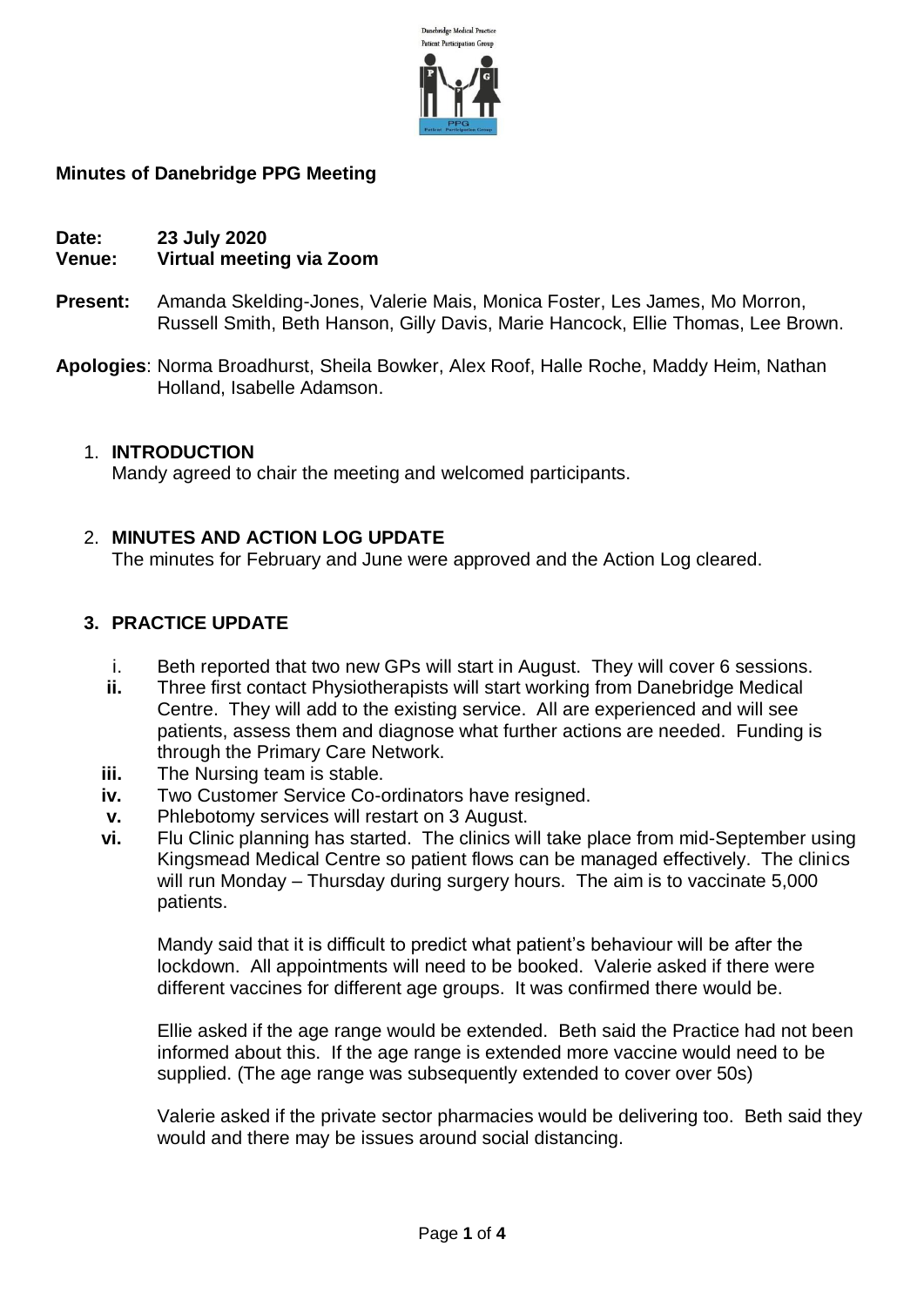**Minutes of Danebridge PPG Meeting**

**Date: 23 July 2020**
**Venue: Virtual meeting via Zoom**

**Present:** Amanda Skelding-Jones, Valerie Mais, Monica Foster, Les James, Mo Morron, Russell Smith, Beth Hanson, Gilly Davis, Marie Hancock, Ellie Thomas, Lee Brown.

**Apologies**: Norma Broadhurst, Sheila Bowker, Alex Roof, Halle Roche, Maddy Heim, Nathan Holland, Isabelle Adamson.

1. **INTRODUCTION**
   Mandy agreed to chair the meeting and welcomed participants.

2. **MINUTES AND ACTION LOG UPDATE**
   The minutes for February and June were approved and the Action Log cleared.

3. **PRACTICE UPDATE**

   i. Beth reported that two new GPs will start in August. They will cover 6 sessions.

   **ii.** Three first contact Physiotherapists will start working from Danebridge Medical Centre. They will add to the existing service. All are experienced and will see patients, assess them and diagnose what further actions are needed. Funding is through the Primary Care Network.

   **iii.** The Nursing team is stable.

   **iv.** Two Customer Service Co-ordinators have resigned.

   **v.** Phlebotomy services will restart on 3 August.

   **vi.** Flu Clinic planning has started. The clinics will take place from mid-September using Kingsmead Medical Centre so patient flows can be managed effectively. The clinics will run Monday – Thursday during surgery hours. The aim is to vaccinate 5,000 patients.

   Mandy said that it is difficult to predict what patient's behaviour will be after the lockdown. All appointments will need to be booked. Valerie asked if there were different vaccines for different age groups. It was confirmed there would be.

   Ellie asked if the age range would be extended. Beth said the Practice had not been informed about this. If the age range is extended more vaccine would need to be supplied. (The age range was subsequently extended to cover over 50s)

   Valerie asked if the private sector pharmacies would be delivering too. Beth said they would and there may be issues around social distancing.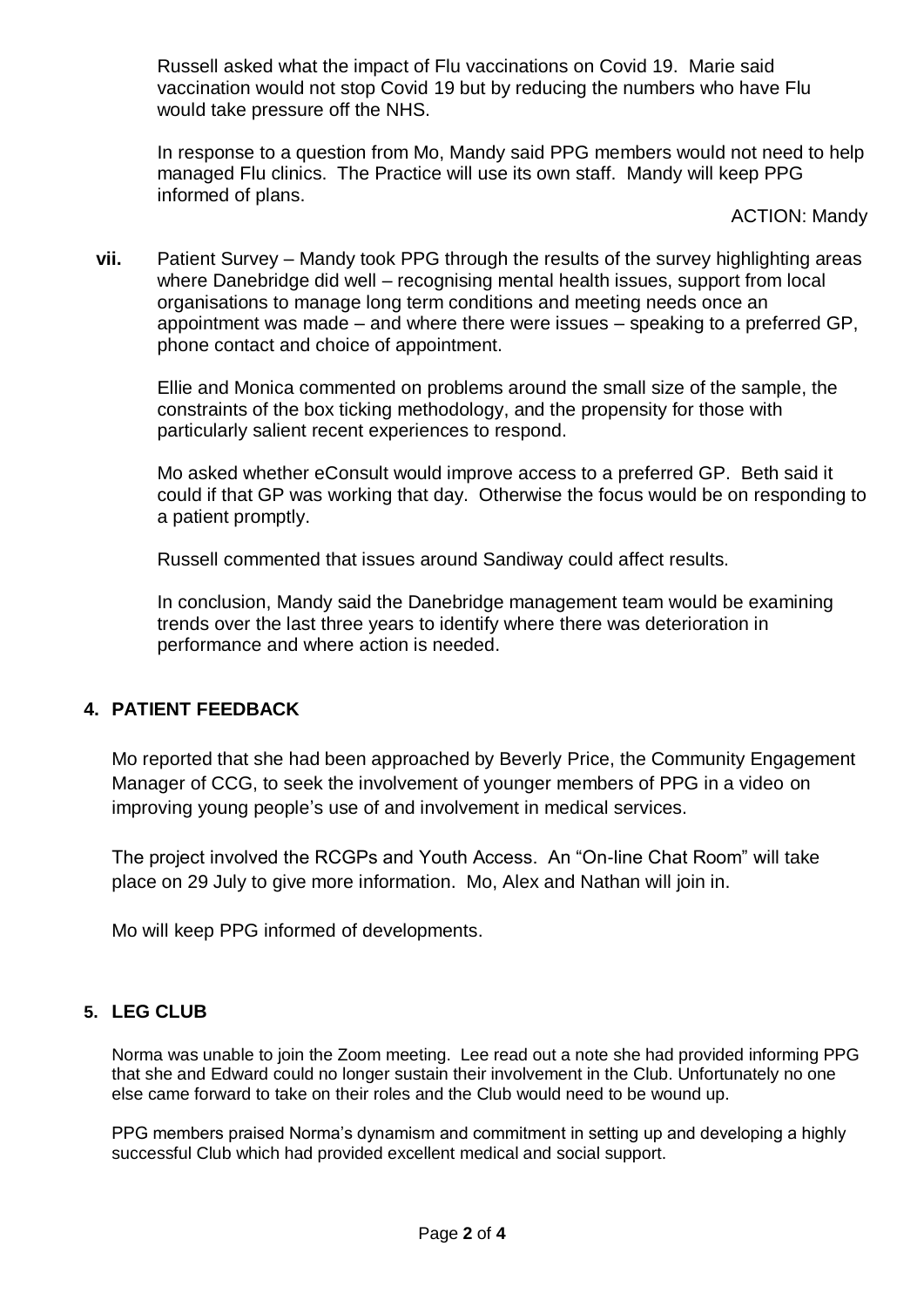Russell asked what the impact of Flu vaccinations on Covid 19. Marie said vaccination would not stop Covid 19 but by reducing the numbers who have Flu would take pressure off the NHS.

In response to a question from Mo, Mandy said PPG members would not need to help managed Flu clinics. The Practice will use its own staff. Mandy will keep PPG informed of plans.

ACTION: Mandy

**vii.** Patient Survey – Mandy took PPG through the results of the survey highlighting areas where Danebridge did well – recognising mental health issues, support from local organisations to manage long term conditions and meeting needs once an appointment was made – and where there were issues – speaking to a preferred GP, phone contact and choice of appointment.

Ellie and Monica commented on problems around the small size of the sample, the constraints of the box ticking methodology, and the propensity for those with particularly salient recent experiences to respond.

Mo asked whether eConsult would improve access to a preferred GP. Beth said it could if that GP was working that day. Otherwise the focus would be on responding to a patient promptly.

Russell commented that issues around Sandiway could affect results.

In conclusion, Mandy said the Danebridge management team would be examining trends over the last three years to identify where there was deterioration in performance and where action is needed.

## 4. PATIENT FEEDBACK

Mo reported that she had been approached by Beverly Price, the Community Engagement Manager of CCG, to seek the involvement of younger members of PPG in a video on improving young people's use of and involvement in medical services.

The project involved the RCGPs and Youth Access. An "On-line Chat Room" will take place on 29 July to give more information. Mo, Alex and Nathan will join in.

Mo will keep PPG informed of developments.

## 5. LEG CLUB

Norma was unable to join the Zoom meeting. Lee read out a note she had provided informing PPG that she and Edward could no longer sustain their involvement in the Club. Unfortunately no one else came forward to take on their roles and the Club would need to be wound up.

PPG members praised Norma's dynamism and commitment in setting up and developing a highly successful Club which had provided excellent medical and social support.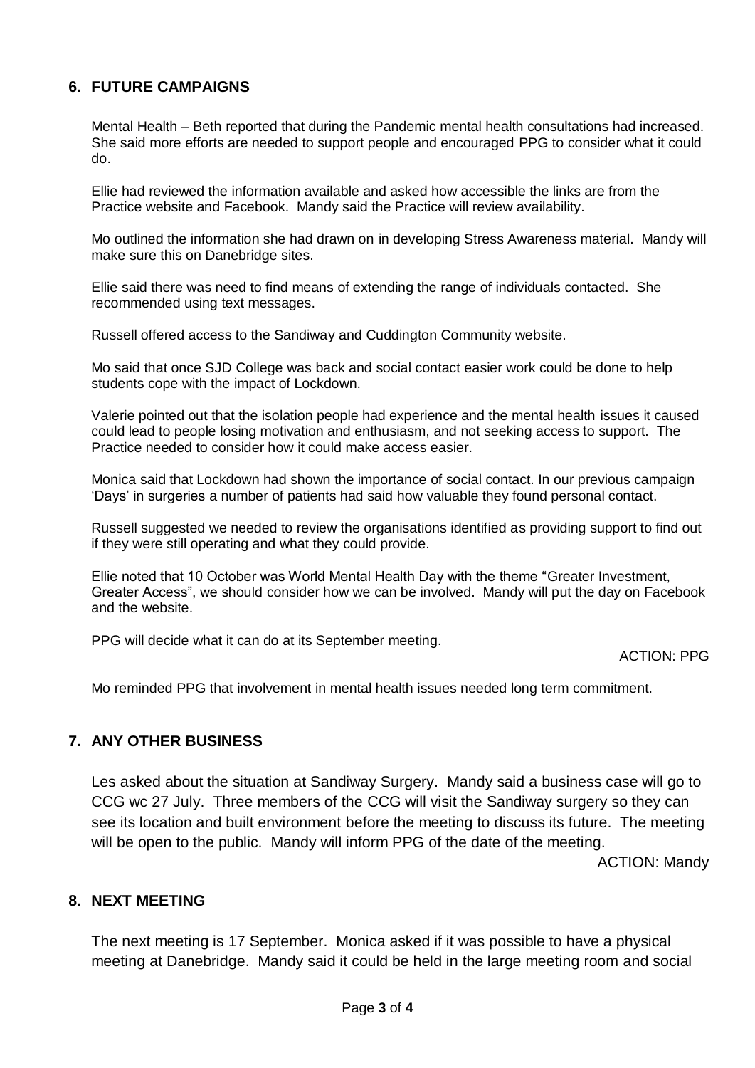## 6. FUTURE CAMPAIGNS

Mental Health – Beth reported that during the Pandemic mental health consultations had increased. She said more efforts are needed to support people and encouraged PPG to consider what it could do.

Ellie had reviewed the information available and asked how accessible the links are from the Practice website and Facebook. Mandy said the Practice will review availability.

Mo outlined the information she had drawn on in developing Stress Awareness material. Mandy will make sure this on Danebridge sites.

Ellie said there was need to find means of extending the range of individuals contacted. She recommended using text messages.

Russell offered access to the Sandiway and Cuddington Community website.

Mo said that once SJD College was back and social contact easier work could be done to help students cope with the impact of Lockdown.

Valerie pointed out that the isolation people had experience and the mental health issues it caused could lead to people losing motivation and enthusiasm, and not seeking access to support. The Practice needed to consider how it could make access easier.

Monica said that Lockdown had shown the importance of social contact. In our previous campaign 'Days' in surgeries a number of patients had said how valuable they found personal contact.

Russell suggested we needed to review the organisations identified as providing support to find out if they were still operating and what they could provide.

Ellie noted that 10 October was World Mental Health Day with the theme "Greater Investment, Greater Access", we should consider how we can be involved. Mandy will put the day on Facebook and the website.

PPG will decide what it can do at its September meeting.

ACTION: PPG

Mo reminded PPG that involvement in mental health issues needed long term commitment.

## 7. ANY OTHER BUSINESS

Les asked about the situation at Sandiway Surgery. Mandy said a business case will go to CCG wc 27 July. Three members of the CCG will visit the Sandiway surgery so they can see its location and built environment before the meeting to discuss its future. The meeting will be open to the public. Mandy will inform PPG of the date of the meeting.

ACTION: Mandy

## 8. NEXT MEETING

The next meeting is 17 September. Monica asked if it was possible to have a physical meeting at Danebridge. Mandy said it could be held in the large meeting room and social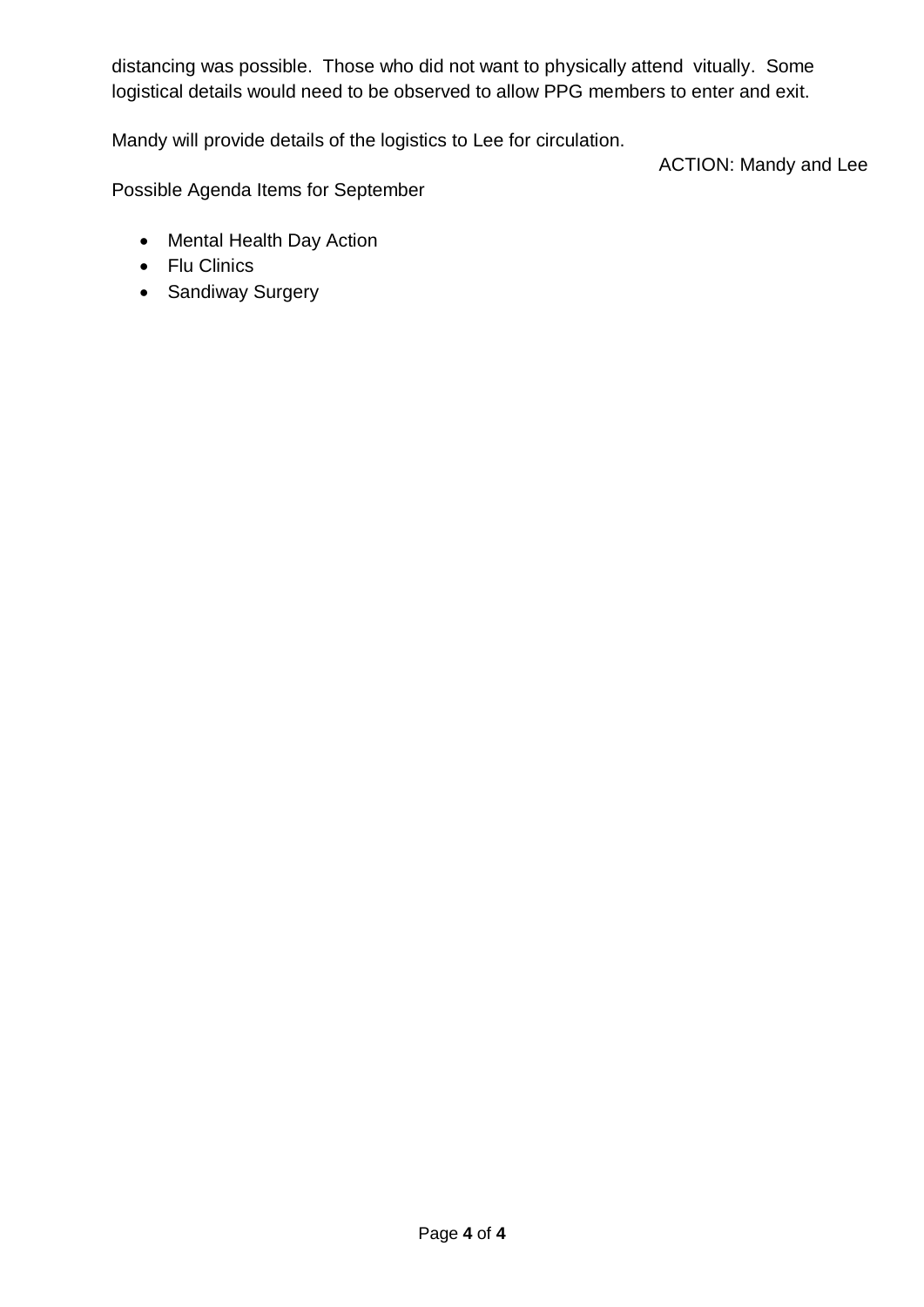distancing was possible.  Those who did not want to physically attend  vitually.  Some logistical details would need to be observed to allow PPG members to enter and exit.

Mandy will provide details of the logistics to Lee for circulation.

ACTION: Mandy and Lee

Possible Agenda Items for September

- Mental Health Day Action
- Flu Clinics
- Sandiway Surgery